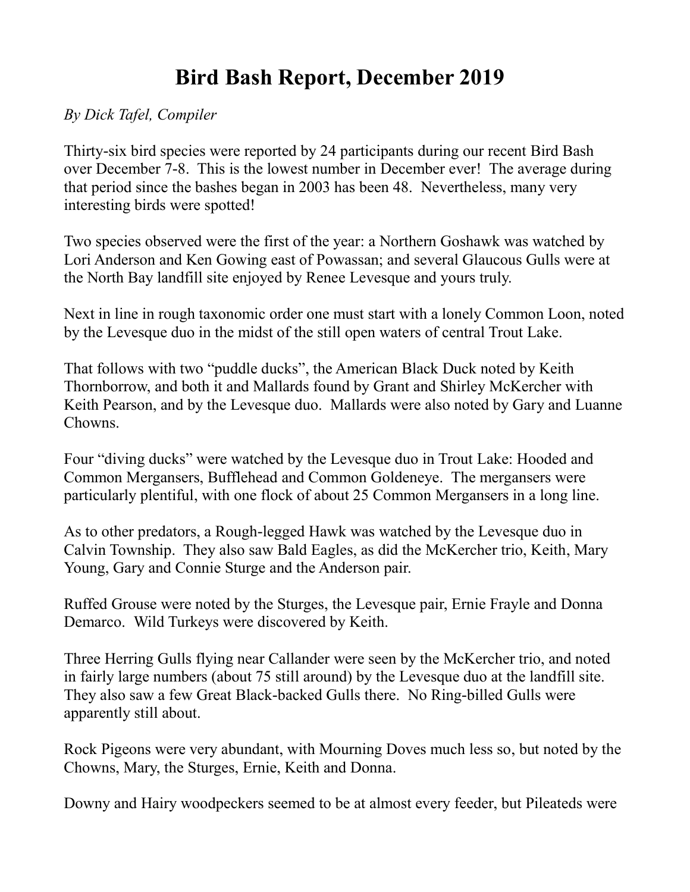# Bird Bash Report, December 2019

*By Dick Tafel, Compiler*

Thirty-six bird species were reported by 24 participants during our recent Bird Bash over December 7-8. This is the lowest number in December ever! The average during that period since the bashes began in 2003 has been 48. Nevertheless, many very interesting birds were spotted!

Two species observed were the first of the year: a Northern Goshawk was watched by Lori Anderson and Ken Gowing east of Powassan; and several Glaucous Gulls were at the North Bay landfill site enjoyed by Renee Levesque and yours truly.

Next in line in rough taxonomic order one must start with a lonely Common Loon, noted by the Levesque duo in the midst of the still open waters of central Trout Lake.

That follows with two "puddle ducks", the American Black Duck noted by Keith Thornborrow, and both it and Mallards found by Grant and Shirley McKercher with Keith Pearson, and by the Levesque duo. Mallards were also noted by Gary and Luanne Chowns.

Four "diving ducks" were watched by the Levesque duo in Trout Lake: Hooded and Common Mergansers, Bufflehead and Common Goldeneye. The mergansers were particularly plentiful, with one flock of about 25 Common Mergansers in a long line.

As to other predators, a Rough-legged Hawk was watched by the Levesque duo in Calvin Township. They also saw Bald Eagles, as did the McKercher trio, Keith, Mary Young, Gary and Connie Sturge and the Anderson pair.

Ruffed Grouse were noted by the Sturges, the Levesque pair, Ernie Frayle and Donna Demarco. Wild Turkeys were discovered by Keith.

Three Herring Gulls flying near Callander were seen by the McKercher trio, and noted in fairly large numbers (about 75 still around) by the Levesque duo at the landfill site. They also saw a few Great Black-backed Gulls there. No Ring-billed Gulls were apparently still about.

Rock Pigeons were very abundant, with Mourning Doves much less so, but noted by the Chowns, Mary, the Sturges, Ernie, Keith and Donna.

Downy and Hairy woodpeckers seemed to be at almost every feeder, but Pileateds were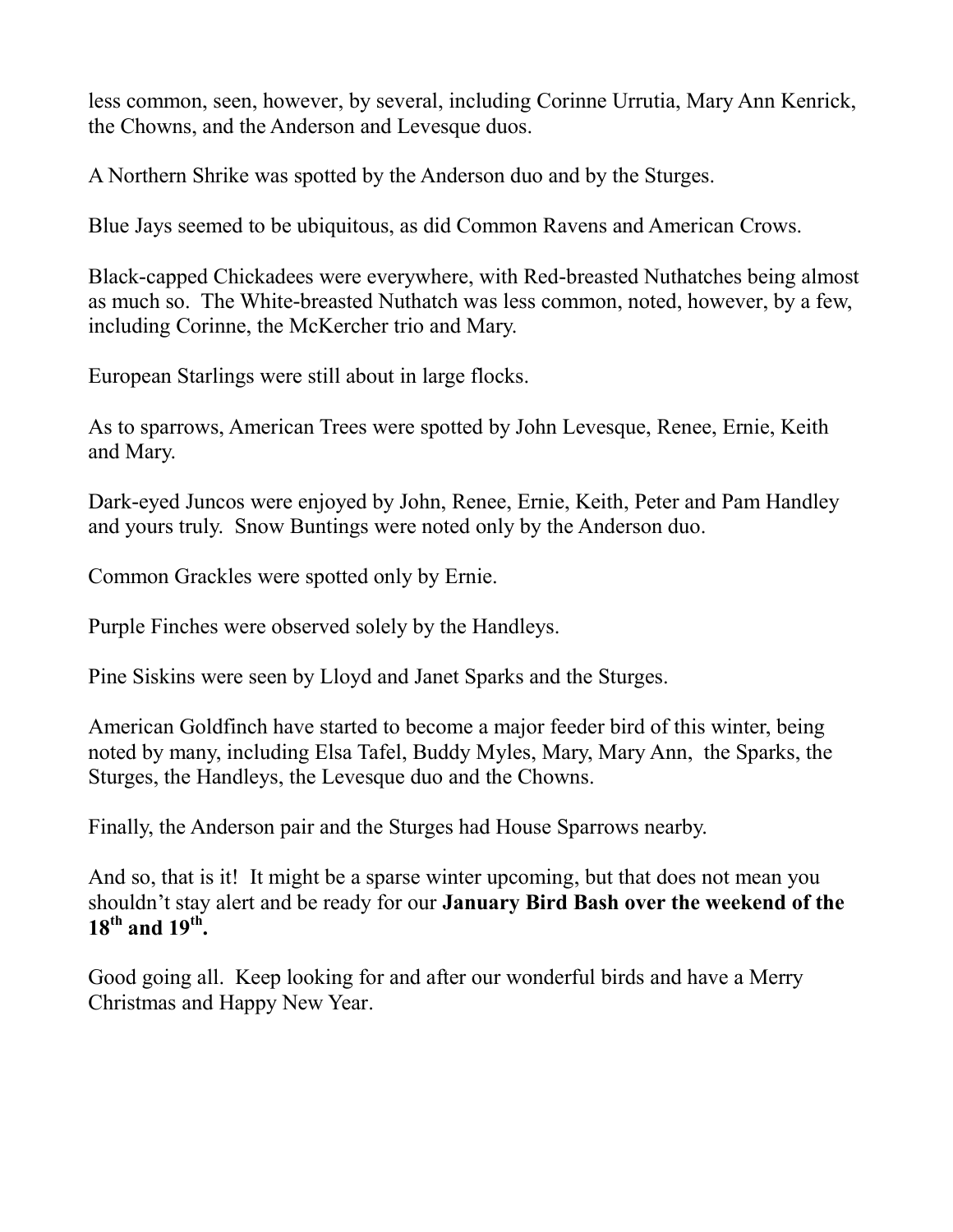less common, seen, however, by several, including Corinne Urrutia, Mary Ann Kenrick, the Chowns, and the Anderson and Levesque duos.

A Northern Shrike was spotted by the Anderson duo and by the Sturges.

Blue Jays seemed to be ubiquitous, as did Common Ravens and American Crows.

Black-capped Chickadees were everywhere, with Red-breasted Nuthatches being almost as much so. The White-breasted Nuthatch was less common, noted, however, by a few, including Corinne, the McKercher trio and Mary.

European Starlings were still about in large flocks.

As to sparrows, American Trees were spotted by John Levesque, Renee, Ernie, Keith and Mary.

Dark-eyed Juncos were enjoyed by John, Renee, Ernie, Keith, Peter and Pam Handley and yours truly. Snow Buntings were noted only by the Anderson duo.

Common Grackles were spotted only by Ernie.

Purple Finches were observed solely by the Handleys.

Pine Siskins were seen by Lloyd and Janet Sparks and the Sturges.

American Goldfinch have started to become a major feeder bird of this winter, being noted by many, including Elsa Tafel, Buddy Myles, Mary, Mary Ann, the Sparks, the Sturges, the Handleys, the Levesque duo and the Chowns.

Finally, the Anderson pair and the Sturges had House Sparrows nearby.

And so, that is it! It might be a sparse winter upcoming, but that does not mean you shouldn't stay alert and be ready for our **January Bird Bash over the weekend of the 18th and 19th.**

Good going all. Keep looking for and after our wonderful birds and have a Merry Christmas and Happy New Year.